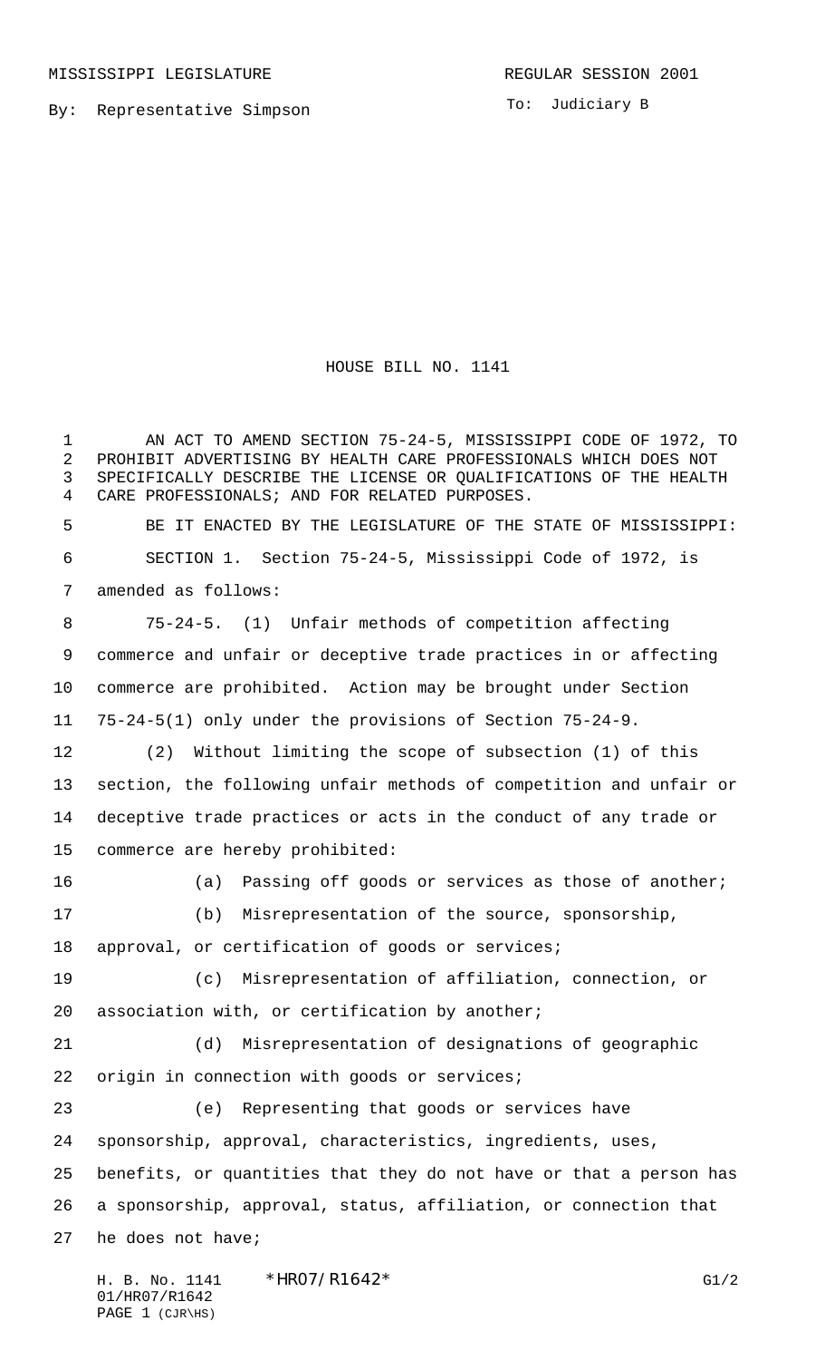MISSISSIPPI LEGISLATURE REGULAR SESSION 2001

By: Representative Simpson

To: Judiciary B

# HOUSE BILL NO. 1141

AN ACT TO AMEND SECTION 75-24-5, MISSISSIPPI CODE OF 1972, TO PROHIBIT ADVERTISING BY HEALTH CARE PROFESSIONALS WHICH DOES NOT SPECIFICALLY DESCRIBE THE LICENSE OR QUALIFICATIONS OF THE HEALTH CARE PROFESSIONALS; AND FOR RELATED PURPOSES.

BE IT ENACTED BY THE LEGISLATURE OF THE STATE OF MISSISSIPPI:

SECTION 1. Section 75-24-5, Mississippi Code of 1972, is amended as follows:

75-24-5. (1) Unfair methods of competition affecting commerce and unfair or deceptive trade practices in or affecting commerce are prohibited. Action may be brought under Section 75-24-5(1) only under the provisions of Section 75-24-9.

(2) Without limiting the scope of subsection (1) of this section, the following unfair methods of competition and unfair or deceptive trade practices or acts in the conduct of any trade or commerce are hereby prohibited:

(a) Passing off goods or services as those of another;

(b) Misrepresentation of the source, sponsorship, approval, or certification of goods or services;

(c) Misrepresentation of affiliation, connection, or association with, or certification by another;

(d) Misrepresentation of designations of geographic origin in connection with goods or services;

(e) Representing that goods or services have sponsorship, approval, characteristics, ingredients, uses, benefits, or quantities that they do not have or that a person has a sponsorship, approval, status, affiliation, or connection that he does not have;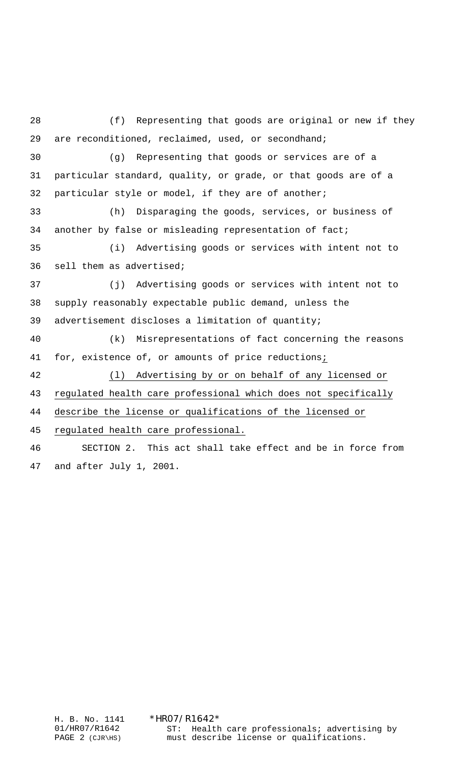(f) Representing that goods are original or new if they are reconditioned, reclaimed, used, or secondhand;

(g) Representing that goods or services are of a particular standard, quality, or grade, or that goods are of a particular style or model, if they are of another;

(h) Disparaging the goods, services, or business of another by false or misleading representation of fact;

(i) Advertising goods or services with intent not to sell them as advertised;

(j) Advertising goods or services with intent not to supply reasonably expectable public demand, unless the advertisement discloses a limitation of quantity;

(k) Misrepresentations of fact concerning the reasons for, existence of, or amounts of price reductions;

(l) Advertising by or on behalf of any licensed or regulated health care professional which does not specifically describe the license or qualifications of the licensed or regulated health care professional.

SECTION 2. This act shall take effect and be in force from and after July 1, 2001.

H. B. No. 1141 *HR07/R1642*
01/HR07/R1642
ST: Health care professionals; advertising by must describe license or qualifications.